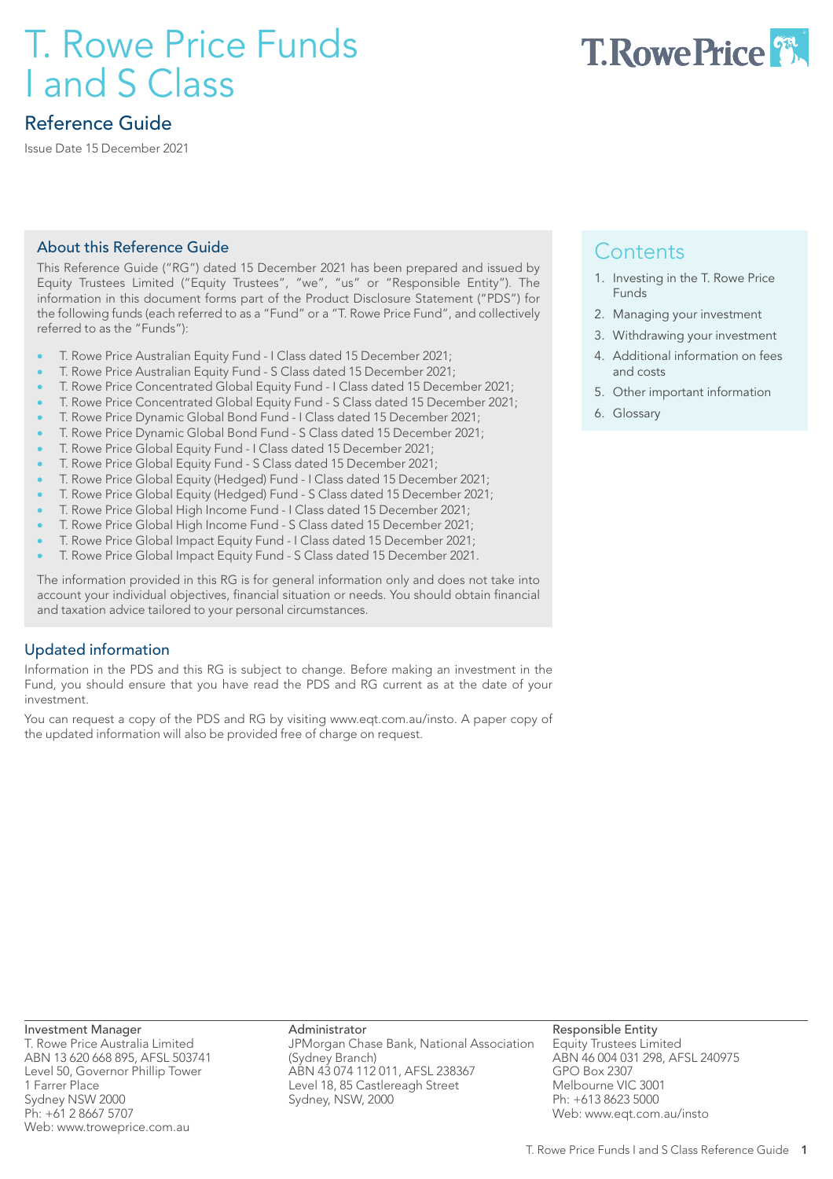# T. Rowe Price Funds I and S Class

## Reference Guide

Issue Date 15 December 2021

### About this Reference Guide

This Reference Guide ("RG") dated 15 December 2021 has been prepared and issued by Equity Trustees Limited ("Equity Trustees", "we", "us" or "Responsible Entity"). The information in this document forms part of the Product Disclosure Statement ("PDS") for the following funds (each referred to as a "Fund" or a "T. Rowe Price Fund", and collectively referred to as the "Funds"):

- T. Rowe Price Australian Equity Fund - I Class dated 15 December 2021;
- T. Rowe Price Australian Equity Fund - S Class dated 15 December 2021;
- T. Rowe Price Concentrated Global Equity Fund - I Class dated 15 December 2021;
- T. Rowe Price Concentrated Global Equity Fund - S Class dated 15 December 2021;
- T. Rowe Price Dynamic Global Bond Fund - I Class dated 15 December 2021;
- T. Rowe Price Dynamic Global Bond Fund - S Class dated 15 December 2021;
- T. Rowe Price Global Equity Fund - I Class dated 15 December 2021;
- T. Rowe Price Global Equity Fund - S Class dated 15 December 2021;
- T. Rowe Price Global Equity (Hedged) Fund - I Class dated 15 December 2021;
- T. Rowe Price Global Equity (Hedged) Fund - S Class dated 15 December 2021;
- T. Rowe Price Global High Income Fund - I Class dated 15 December 2021;
- T. Rowe Price Global High Income Fund - S Class dated 15 December 2021;
- T. Rowe Price Global Impact Equity Fund - I Class dated 15 December 2021;
- T. Rowe Price Global Impact Equity Fund - S Class dated 15 December 2021.

The information provided in this RG is for general information only and does not take into account your individual objectives, financial situation or needs. You should obtain financial and taxation advice tailored to your personal circumstances.

### Contents

1. Investing in the T. Rowe Price Funds
2. Managing your investment
3. Withdrawing your investment
4. Additional information on fees and costs
5. Other important information
6. Glossary

### Updated information

Information in the PDS and this RG is subject to change. Before making an investment in the Fund, you should ensure that you have read the PDS and RG current as at the date of your investment.

You can request a copy of the PDS and RG by visiting www.eqt.com.au/insto. A paper copy of the updated information will also be provided free of charge on request.

**Investment Manager**
T. Rowe Price Australia Limited
ABN 13 620 668 895, AFSL 503741
Level 50, Governor Phillip Tower
1 Farrer Place
Sydney NSW 2000
Ph: +61 2 8667 5707
Web: www.troweprice.com.au

**Administrator**
JPMorgan Chase Bank, National Association (Sydney Branch)
ABN 43 074 112 011, AFSL 238367
Level 18, 85 Castlereagh Street
Sydney, NSW, 2000

**Responsible Entity**
Equity Trustees Limited
ABN 46 004 031 298, AFSL 240975
GPO Box 2307
Melbourne VIC 3001
Ph: +613 8623 5000
Web: www.eqt.com.au/insto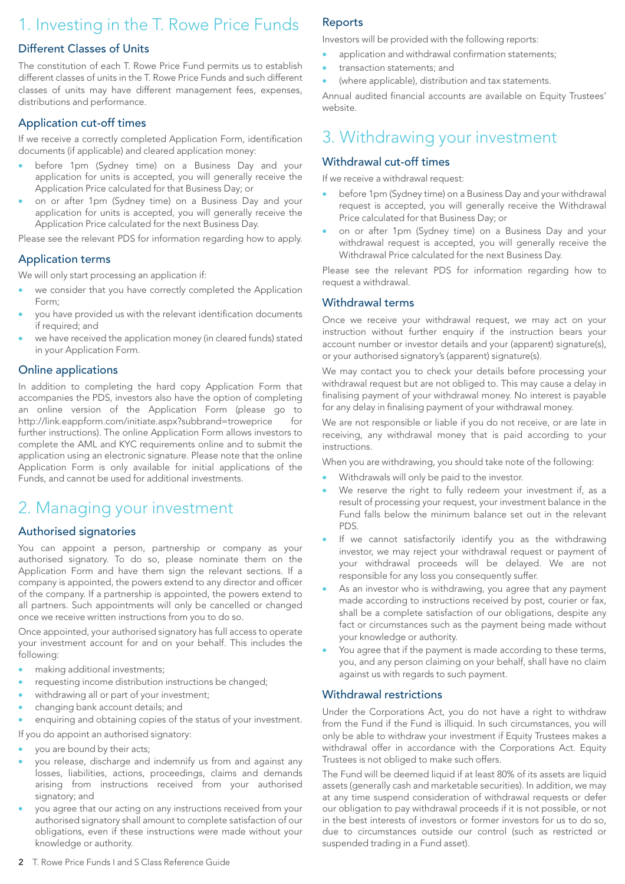# 1. Investing in the T. Rowe Price Funds

## Different Classes of Units

The constitution of each T. Rowe Price Fund permits us to establish different classes of units in the T. Rowe Price Funds and such different classes of units may have different management fees, expenses, distributions and performance.

## Application cut-off times

If we receive a correctly completed Application Form, identification documents (if applicable) and cleared application money:

- before 1pm (Sydney time) on a Business Day and your application for units is accepted, you will generally receive the Application Price calculated for that Business Day; or
- on or after 1pm (Sydney time) on a Business Day and your application for units is accepted, you will generally receive the Application Price calculated for the next Business Day.

Please see the relevant PDS for information regarding how to apply.

## Application terms

We will only start processing an application if:

- we consider that you have correctly completed the Application Form;
- you have provided us with the relevant identification documents if required; and
- we have received the application money (in cleared funds) stated in your Application Form.

## Online applications

In addition to completing the hard copy Application Form that accompanies the PDS, investors also have the option of completing an online version of the Application Form (please go to http://link.eappform.com/initiate.aspx?subbrand=troweprice for further instructions). The online Application Form allows investors to complete the AML and KYC requirements online and to submit the application using an electronic signature. Please note that the online Application Form is only available for initial applications of the Funds, and cannot be used for additional investments.

# 2. Managing your investment

## Authorised signatories

You can appoint a person, partnership or company as your authorised signatory. To do so, please nominate them on the Application Form and have them sign the relevant sections. If a company is appointed, the powers extend to any director and officer of the company. If a partnership is appointed, the powers extend to all partners. Such appointments will only be cancelled or changed once we receive written instructions from you to do so.

Once appointed, your authorised signatory has full access to operate your investment account for and on your behalf. This includes the following:

- making additional investments;
- requesting income distribution instructions be changed;
- withdrawing all or part of your investment;
- changing bank account details; and
- enquiring and obtaining copies of the status of your investment.

If you do appoint an authorised signatory:

- you are bound by their acts;
- you release, discharge and indemnify us from and against any losses, liabilities, actions, proceedings, claims and demands arising from instructions received from your authorised signatory; and
- you agree that our acting on any instructions received from your authorised signatory shall amount to complete satisfaction of our obligations, even if these instructions were made without your knowledge or authority.

## Reports

Investors will be provided with the following reports:

- application and withdrawal confirmation statements;
- transaction statements; and
- (where applicable), distribution and tax statements.

Annual audited financial accounts are available on Equity Trustees' website.

# 3. Withdrawing your investment

## Withdrawal cut-off times

If we receive a withdrawal request:

- before 1pm (Sydney time) on a Business Day and your withdrawal request is accepted, you will generally receive the Withdrawal Price calculated for that Business Day; or
- on or after 1pm (Sydney time) on a Business Day and your withdrawal request is accepted, you will generally receive the Withdrawal Price calculated for the next Business Day.

Please see the relevant PDS for information regarding how to request a withdrawal.

## Withdrawal terms

Once we receive your withdrawal request, we may act on your instruction without further enquiry if the instruction bears your account number or investor details and your (apparent) signature(s), or your authorised signatory's (apparent) signature(s).

We may contact you to check your details before processing your withdrawal request but are not obliged to. This may cause a delay in finalising payment of your withdrawal money. No interest is payable for any delay in finalising payment of your withdrawal money.

We are not responsible or liable if you do not receive, or are late in receiving, any withdrawal money that is paid according to your instructions.

When you are withdrawing, you should take note of the following:

- Withdrawals will only be paid to the investor.
- We reserve the right to fully redeem your investment if, as a result of processing your request, your investment balance in the Fund falls below the minimum balance set out in the relevant PDS.
- If we cannot satisfactorily identify you as the withdrawing investor, we may reject your withdrawal request or payment of your withdrawal proceeds will be delayed. We are not responsible for any loss you consequently suffer.
- As an investor who is withdrawing, you agree that any payment made according to instructions received by post, courier or fax, shall be a complete satisfaction of our obligations, despite any fact or circumstances such as the payment being made without your knowledge or authority.
- You agree that if the payment is made according to these terms, you, and any person claiming on your behalf, shall have no claim against us with regards to such payment.

## Withdrawal restrictions

Under the Corporations Act, you do not have a right to withdraw from the Fund if the Fund is illiquid. In such circumstances, you will only be able to withdraw your investment if Equity Trustees makes a withdrawal offer in accordance with the Corporations Act. Equity Trustees is not obliged to make such offers.

The Fund will be deemed liquid if at least 80% of its assets are liquid assets (generally cash and marketable securities). In addition, we may at any time suspend consideration of withdrawal requests or defer our obligation to pay withdrawal proceeds if it is not possible, or not in the best interests of investors or former investors for us to do so, due to circumstances outside our control (such as restricted or suspended trading in a Fund asset).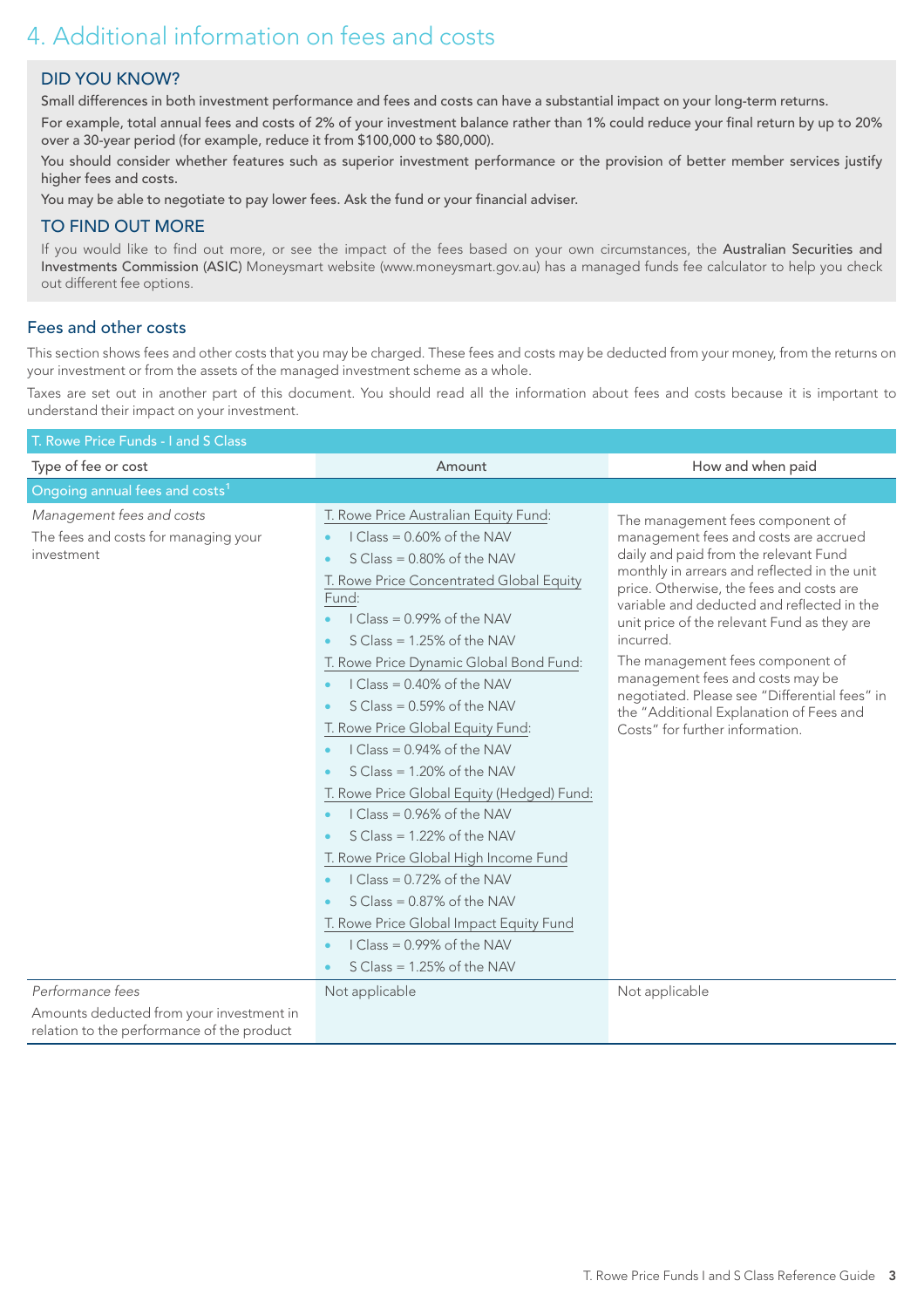# 4. Additional information on fees and costs

## DID YOU KNOW?

Small differences in both investment performance and fees and costs can have a substantial impact on your long-term returns.

For example, total annual fees and costs of 2% of your investment balance rather than 1% could reduce your final return by up to 20% over a 30-year period (for example, reduce it from $100,000 to $80,000).

You should consider whether features such as superior investment performance or the provision of better member services justify higher fees and costs.

You may be able to negotiate to pay lower fees. Ask the fund or your financial adviser.

## TO FIND OUT MORE

If you would like to find out more, or see the impact of the fees based on your own circumstances, the Australian Securities and Investments Commission (ASIC) Moneysmart website (www.moneysmart.gov.au) has a managed funds fee calculator to help you check out different fee options.

## Fees and other costs

This section shows fees and other costs that you may be charged. These fees and costs may be deducted from your money, from the returns on your investment or from the assets of the managed investment scheme as a whole.

Taxes are set out in another part of this document. You should read all the information about fees and costs because it is important to understand their impact on your investment.

| T. Rowe Price Funds - I and S Class | | |
|---|---|---|
| **Type of fee or cost** | **Amount** | **How and when paid** |
| **Ongoing annual fees and costs[1]** | | |
| *Management fees and costs*<br>The fees and costs for managing your investment | T. Rowe Price Australian Equity Fund:<br>• I Class = 0.60% of the NAV<br>• S Class = 0.80% of the NAV<br>T. Rowe Price Concentrated Global Equity Fund:<br>• I Class = 0.99% of the NAV<br>• S Class = 1.25% of the NAV<br>T. Rowe Price Dynamic Global Bond Fund:<br>• I Class = 0.40% of the NAV<br>• S Class = 0.59% of the NAV<br>T. Rowe Price Global Equity Fund:<br>• I Class = 0.94% of the NAV<br>• S Class = 1.20% of the NAV<br>T. Rowe Price Global Equity (Hedged) Fund:<br>• I Class = 0.96% of the NAV<br>• S Class = 1.22% of the NAV<br>T. Rowe Price Global High Income Fund<br>• I Class = 0.72% of the NAV<br>• S Class = 0.87% of the NAV<br>T. Rowe Price Global Impact Equity Fund<br>• I Class = 0.99% of the NAV<br>• S Class = 1.25% of the NAV | The management fees component of management fees and costs are accrued daily and paid from the relevant Fund monthly in arrears and reflected in the unit price. Otherwise, the fees and costs are variable and deducted and reflected in the unit price of the relevant Fund as they are incurred.<br>The management fees component of management fees and costs may be negotiated. Please see "Differential fees" in the "Additional Explanation of Fees and Costs" for further information. |
| *Performance fees*<br>Amounts deducted from your investment in relation to the performance of the product | Not applicable | Not applicable |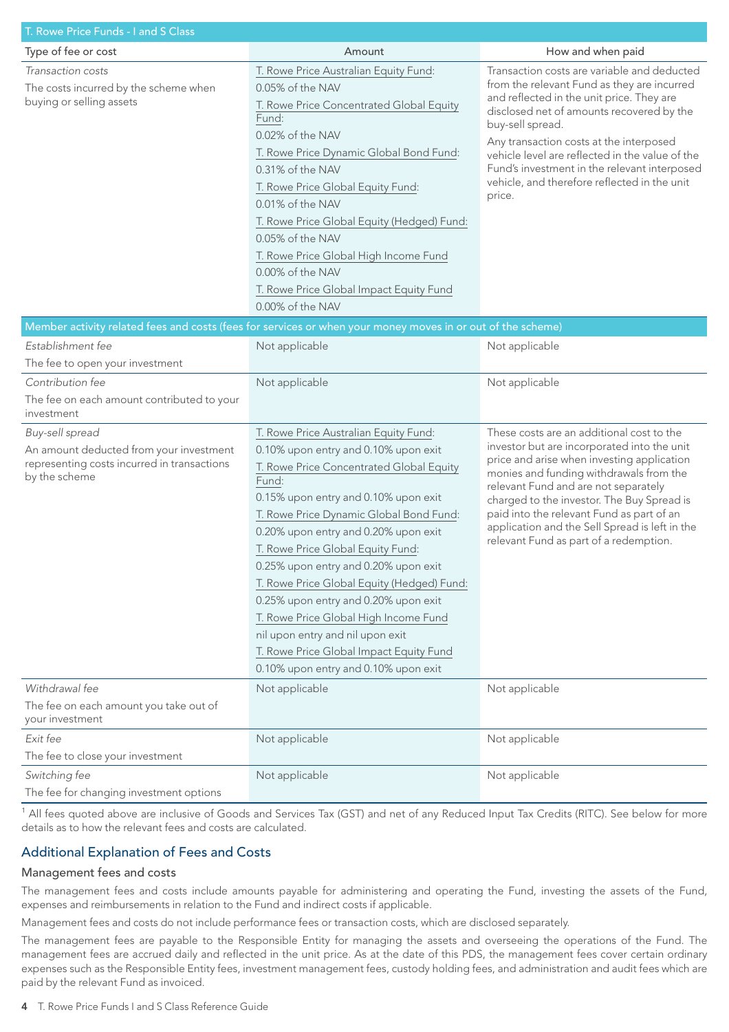| T. Rowe Price Funds - I and S Class | | |
|---|---|---|
| Type of fee or cost | Amount | How and when paid |
| *Transaction costs*<br>The costs incurred by the scheme when buying or selling assets | T. Rowe Price Australian Equity Fund:<br>0.05% of the NAV<br>T. Rowe Price Concentrated Global Equity Fund:<br>0.02% of the NAV<br>T. Rowe Price Dynamic Global Bond Fund:<br>0.31% of the NAV<br>T. Rowe Price Global Equity Fund:<br>0.01% of the NAV<br>T. Rowe Price Global Equity (Hedged) Fund:<br>0.05% of the NAV<br>T. Rowe Price Global High Income Fund<br>0.00% of the NAV<br>T. Rowe Price Global Impact Equity Fund<br>0.00% of the NAV | Transaction costs are variable and deducted from the relevant Fund as they are incurred and reflected in the unit price. They are disclosed net of amounts recovered by the buy-sell spread.<br>Any transaction costs at the interposed vehicle level are reflected in the value of the Fund's investment in the relevant interposed vehicle, and therefore reflected in the unit price. |
| Member activity related fees and costs (fees for services or when your money moves in or out of the scheme) | | |
| *Establishment fee*<br>The fee to open your investment | Not applicable | Not applicable |
| *Contribution fee*<br>The fee on each amount contributed to your investment | Not applicable | Not applicable |
| *Buy-sell spread*<br>An amount deducted from your investment representing costs incurred in transactions by the scheme | T. Rowe Price Australian Equity Fund:<br>0.10% upon entry and 0.10% upon exit<br>T. Rowe Price Concentrated Global Equity Fund:<br>0.15% upon entry and 0.10% upon exit<br>T. Rowe Price Dynamic Global Bond Fund:<br>0.20% upon entry and 0.20% upon exit<br>T. Rowe Price Global Equity Fund:<br>0.25% upon entry and 0.20% upon exit<br>T. Rowe Price Global Equity (Hedged) Fund:<br>0.25% upon entry and 0.20% upon exit<br>T. Rowe Price Global High Income Fund<br>nil upon entry and nil upon exit<br>T. Rowe Price Global Impact Equity Fund<br>0.10% upon entry and 0.10% upon exit | These costs are an additional cost to the investor but are incorporated into the unit price and arise when investing application monies and funding withdrawals from the relevant Fund and are not separately charged to the investor. The Buy Spread is paid into the relevant Fund as part of an application and the Sell Spread is left in the relevant Fund as part of a redemption. |
| *Withdrawal fee*<br>The fee on each amount you take out of your investment | Not applicable | Not applicable |
| *Exit fee*<br>The fee to close your investment | Not applicable | Not applicable |
| *Switching fee*<br>The fee for changing investment options | Not applicable | Not applicable |

[1] All fees quoted above are inclusive of Goods and Services Tax (GST) and net of any Reduced Input Tax Credits (RITC). See below for more details as to how the relevant fees and costs are calculated.

## Additional Explanation of Fees and Costs

### Management fees and costs

The management fees and costs include amounts payable for administering and operating the Fund, investing the assets of the Fund, expenses and reimbursements in relation to the Fund and indirect costs if applicable.

Management fees and costs do not include performance fees or transaction costs, which are disclosed separately.

The management fees are payable to the Responsible Entity for managing the assets and overseeing the operations of the Fund. The management fees are accrued daily and reflected in the unit price. As at the date of this PDS, the management fees cover certain ordinary expenses such as the Responsible Entity fees, investment management fees, custody holding fees, and administration and audit fees which are paid by the relevant Fund as invoiced.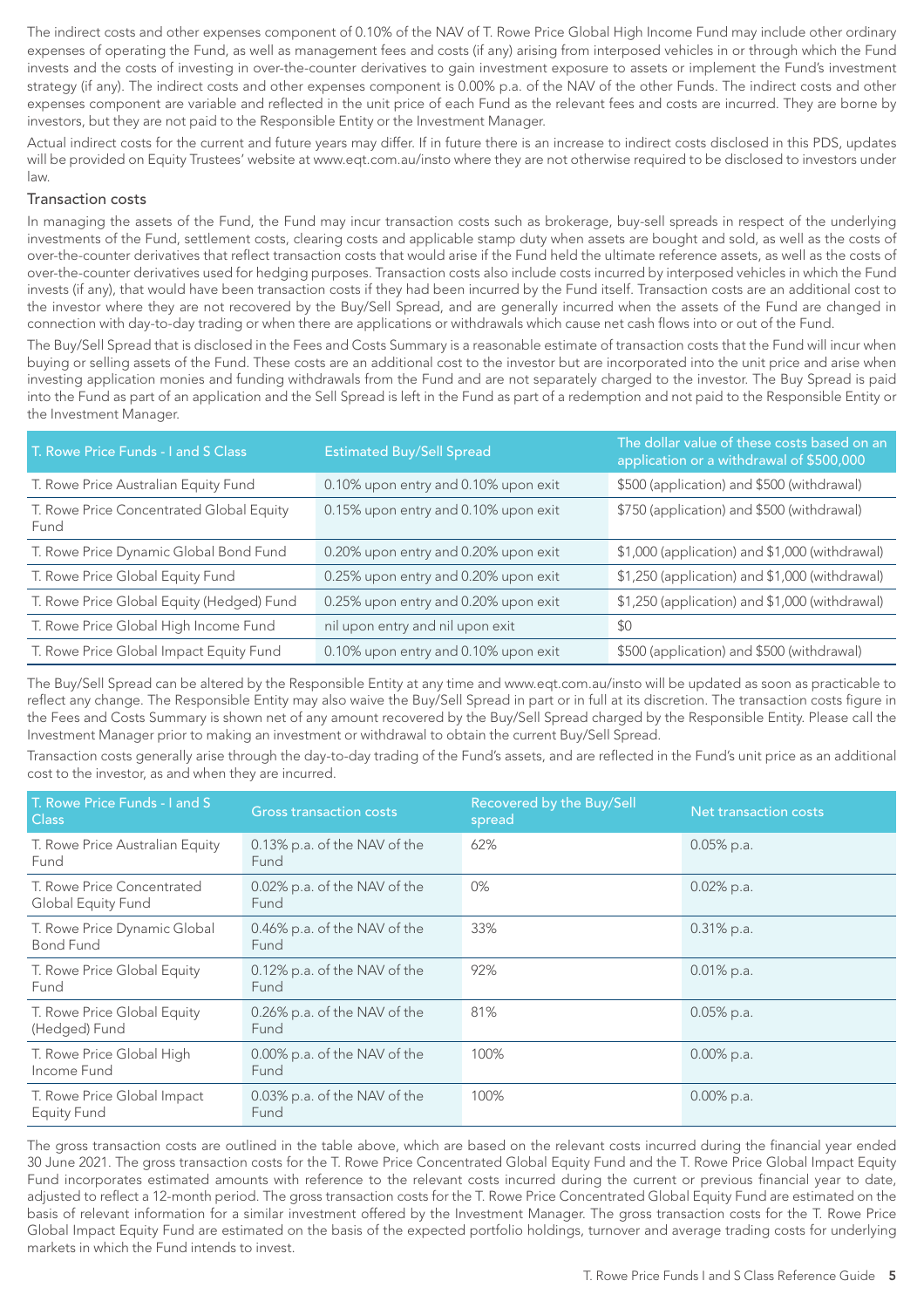The indirect costs and other expenses component of 0.10% of the NAV of T. Rowe Price Global High Income Fund may include other ordinary expenses of operating the Fund, as well as management fees and costs (if any) arising from interposed vehicles in or through which the Fund invests and the costs of investing in over-the-counter derivatives to gain investment exposure to assets or implement the Fund's investment strategy (if any). The indirect costs and other expenses component is 0.00% p.a. of the NAV of the other Funds. The indirect costs and other expenses component are variable and reflected in the unit price of each Fund as the relevant fees and costs are incurred. They are borne by investors, but they are not paid to the Responsible Entity or the Investment Manager.

Actual indirect costs for the current and future years may differ. If in future there is an increase to indirect costs disclosed in this PDS, updates will be provided on Equity Trustees' website at www.eqt.com.au/insto where they are not otherwise required to be disclosed to investors under law.

### Transaction costs

In managing the assets of the Fund, the Fund may incur transaction costs such as brokerage, buy-sell spreads in respect of the underlying investments of the Fund, settlement costs, clearing costs and applicable stamp duty when assets are bought and sold, as well as the costs of over-the-counter derivatives that reflect transaction costs that would arise if the Fund held the ultimate reference assets, as well as the costs of over-the-counter derivatives used for hedging purposes. Transaction costs also include costs incurred by interposed vehicles in which the Fund invests (if any), that would have been transaction costs if they had been incurred by the Fund itself. Transaction costs are an additional cost to the investor where they are not recovered by the Buy/Sell Spread, and are generally incurred when the assets of the Fund are changed in connection with day-to-day trading or when there are applications or withdrawals which cause net cash flows into or out of the Fund.

The Buy/Sell Spread that is disclosed in the Fees and Costs Summary is a reasonable estimate of transaction costs that the Fund will incur when buying or selling assets of the Fund. These costs are an additional cost to the investor but are incorporated into the unit price and arise when investing application monies and funding withdrawals from the Fund and are not separately charged to the investor. The Buy Spread is paid into the Fund as part of an application and the Sell Spread is left in the Fund as part of a redemption and not paid to the Responsible Entity or the Investment Manager.

| T. Rowe Price Funds - I and S Class | Estimated Buy/Sell Spread | The dollar value of these costs based on an application or a withdrawal of $500,000 |
|---|---|---|
| T. Rowe Price Australian Equity Fund | 0.10% upon entry and 0.10% upon exit | $500 (application) and $500 (withdrawal) |
| T. Rowe Price Concentrated Global Equity Fund | 0.15% upon entry and 0.10% upon exit | $750 (application) and $500 (withdrawal) |
| T. Rowe Price Dynamic Global Bond Fund | 0.20% upon entry and 0.20% upon exit | $1,000 (application) and $1,000 (withdrawal) |
| T. Rowe Price Global Equity Fund | 0.25% upon entry and 0.20% upon exit | $1,250 (application) and $1,000 (withdrawal) |
| T. Rowe Price Global Equity (Hedged) Fund | 0.25% upon entry and 0.20% upon exit | $1,250 (application) and $1,000 (withdrawal) |
| T. Rowe Price Global High Income Fund | nil upon entry and nil upon exit | $0 |
| T. Rowe Price Global Impact Equity Fund | 0.10% upon entry and 0.10% upon exit | $500 (application) and $500 (withdrawal) |

The Buy/Sell Spread can be altered by the Responsible Entity at any time and www.eqt.com.au/insto will be updated as soon as practicable to reflect any change. The Responsible Entity may also waive the Buy/Sell Spread in part or in full at its discretion. The transaction costs figure in the Fees and Costs Summary is shown net of any amount recovered by the Buy/Sell Spread charged by the Responsible Entity. Please call the Investment Manager prior to making an investment or withdrawal to obtain the current Buy/Sell Spread.

Transaction costs generally arise through the day-to-day trading of the Fund's assets, and are reflected in the Fund's unit price as an additional cost to the investor, as and when they are incurred.

| T. Rowe Price Funds - I and S Class | Gross transaction costs | Recovered by the Buy/Sell spread | Net transaction costs |
|---|---|---|---|
| T. Rowe Price Australian Equity Fund | 0.13% p.a. of the NAV of the Fund | 62% | 0.05% p.a. |
| T. Rowe Price Concentrated Global Equity Fund | 0.02% p.a. of the NAV of the Fund | 0% | 0.02% p.a. |
| T. Rowe Price Dynamic Global Bond Fund | 0.46% p.a. of the NAV of the Fund | 33% | 0.31% p.a. |
| T. Rowe Price Global Equity Fund | 0.12% p.a. of the NAV of the Fund | 92% | 0.01% p.a. |
| T. Rowe Price Global Equity (Hedged) Fund | 0.26% p.a. of the NAV of the Fund | 81% | 0.05% p.a. |
| T. Rowe Price Global High Income Fund | 0.00% p.a. of the NAV of the Fund | 100% | 0.00% p.a. |
| T. Rowe Price Global Impact Equity Fund | 0.03% p.a. of the NAV of the Fund | 100% | 0.00% p.a. |

The gross transaction costs are outlined in the table above, which are based on the relevant costs incurred during the financial year ended 30 June 2021. The gross transaction costs for the T. Rowe Price Concentrated Global Equity Fund and the T. Rowe Price Global Impact Equity Fund incorporates estimated amounts with reference to the relevant costs incurred during the current or previous financial year to date, adjusted to reflect a 12-month period. The gross transaction costs for the T. Rowe Price Concentrated Global Equity Fund are estimated on the basis of relevant information for a similar investment offered by the Investment Manager. The gross transaction costs for the T. Rowe Price Global Impact Equity Fund are estimated on the basis of the expected portfolio holdings, turnover and average trading costs for underlying markets in which the Fund intends to invest.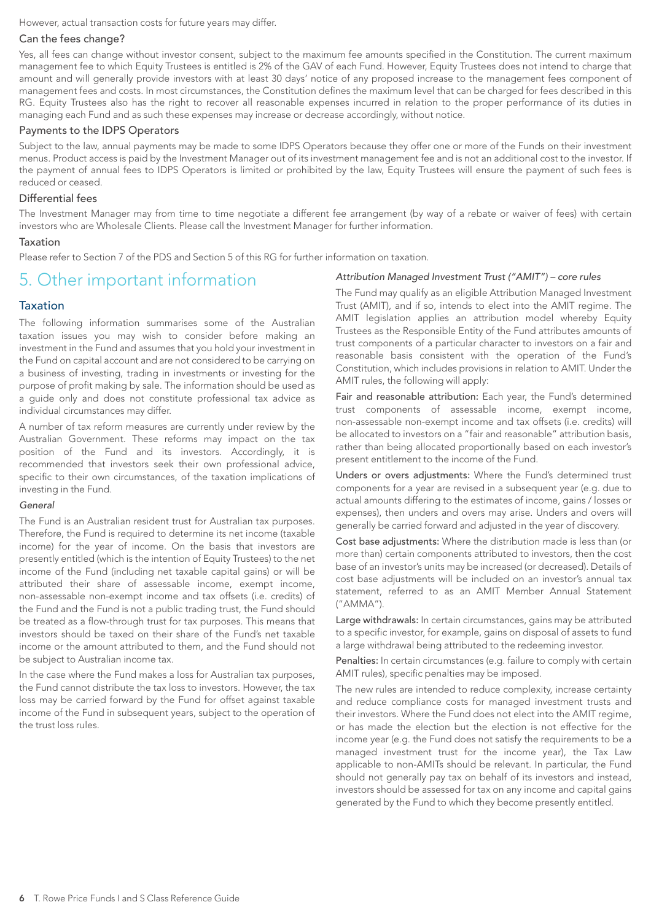However, actual transaction costs for future years may differ.

### Can the fees change?

Yes, all fees can change without investor consent, subject to the maximum fee amounts specified in the Constitution. The current maximum management fee to which Equity Trustees is entitled is 2% of the GAV of each Fund. However, Equity Trustees does not intend to charge that amount and will generally provide investors with at least 30 days' notice of any proposed increase to the management fees component of management fees and costs. In most circumstances, the Constitution defines the maximum level that can be charged for fees described in this RG. Equity Trustees also has the right to recover all reasonable expenses incurred in relation to the proper performance of its duties in managing each Fund and as such these expenses may increase or decrease accordingly, without notice.

### Payments to the IDPS Operators

Subject to the law, annual payments may be made to some IDPS Operators because they offer one or more of the Funds on their investment menus. Product access is paid by the Investment Manager out of its investment management fee and is not an additional cost to the investor. If the payment of annual fees to IDPS Operators is limited or prohibited by the law, Equity Trustees will ensure the payment of such fees is reduced or ceased.

### Differential fees

The Investment Manager may from time to time negotiate a different fee arrangement (by way of a rebate or waiver of fees) with certain investors who are Wholesale Clients. Please call the Investment Manager for further information.

### Taxation

Please refer to Section 7 of the PDS and Section 5 of this RG for further information on taxation.

# 5. Other important information

## Taxation

The following information summarises some of the Australian taxation issues you may wish to consider before making an investment in the Fund and assumes that you hold your investment in the Fund on capital account and are not considered to be carrying on a business of investing, trading in investments or investing for the purpose of profit making by sale. The information should be used as a guide only and does not constitute professional tax advice as individual circumstances may differ.

A number of tax reform measures are currently under review by the Australian Government. These reforms may impact on the tax position of the Fund and its investors. Accordingly, it is recommended that investors seek their own professional advice, specific to their own circumstances, of the taxation implications of investing in the Fund.

*General*

The Fund is an Australian resident trust for Australian tax purposes. Therefore, the Fund is required to determine its net income (taxable income) for the year of income. On the basis that investors are presently entitled (which is the intention of Equity Trustees) to the net income of the Fund (including net taxable capital gains) or will be attributed their share of assessable income, exempt income, non-assessable non-exempt income and tax offsets (i.e. credits) of the Fund and the Fund is not a public trading trust, the Fund should be treated as a flow-through trust for tax purposes. This means that investors should be taxed on their share of the Fund's net taxable income or the amount attributed to them, and the Fund should not be subject to Australian income tax.

In the case where the Fund makes a loss for Australian tax purposes, the Fund cannot distribute the tax loss to investors. However, the tax loss may be carried forward by the Fund for offset against taxable income of the Fund in subsequent years, subject to the operation of the trust loss rules.

*Attribution Managed Investment Trust ("AMIT") – core rules*

The Fund may qualify as an eligible Attribution Managed Investment Trust (AMIT), and if so, intends to elect into the AMIT regime. The AMIT legislation applies an attribution model whereby Equity Trustees as the Responsible Entity of the Fund attributes amounts of trust components of a particular character to investors on a fair and reasonable basis consistent with the operation of the Fund's Constitution, which includes provisions in relation to AMIT. Under the AMIT rules, the following will apply:

**Fair and reasonable attribution:** Each year, the Fund's determined trust components of assessable income, exempt income, non-assessable non-exempt income and tax offsets (i.e. credits) will be allocated to investors on a "fair and reasonable" attribution basis, rather than being allocated proportionally based on each investor's present entitlement to the income of the Fund.

**Unders or overs adjustments:** Where the Fund's determined trust components for a year are revised in a subsequent year (e.g. due to actual amounts differing to the estimates of income, gains / losses or expenses), then unders and overs may arise. Unders and overs will generally be carried forward and adjusted in the year of discovery.

**Cost base adjustments:** Where the distribution made is less than (or more than) certain components attributed to investors, then the cost base of an investor's units may be increased (or decreased). Details of cost base adjustments will be included on an investor's annual tax statement, referred to as an AMIT Member Annual Statement ("AMMA").

**Large withdrawals:** In certain circumstances, gains may be attributed to a specific investor, for example, gains on disposal of assets to fund a large withdrawal being attributed to the redeeming investor.

**Penalties:** In certain circumstances (e.g. failure to comply with certain AMIT rules), specific penalties may be imposed.

The new rules are intended to reduce complexity, increase certainty and reduce compliance costs for managed investment trusts and their investors. Where the Fund does not elect into the AMIT regime, or has made the election but the election is not effective for the income year (e.g. the Fund does not satisfy the requirements to be a managed investment trust for the income year), the Tax Law applicable to non-AMITs should be relevant. In particular, the Fund should not generally pay tax on behalf of its investors and instead, investors should be assessed for tax on any income and capital gains generated by the Fund to which they become presently entitled.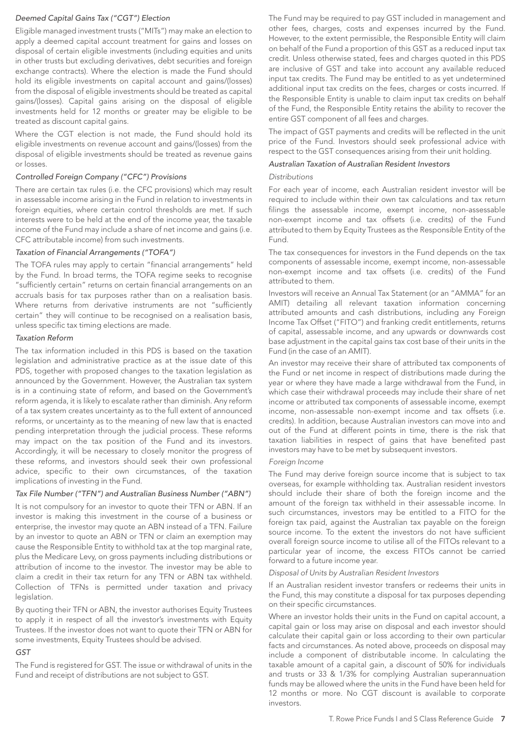### *Deemed Capital Gains Tax ("CGT") Election*

Eligible managed investment trusts ("MITs") may make an election to apply a deemed capital account treatment for gains and losses on disposal of certain eligible investments (including equities and units in other trusts but excluding derivatives, debt securities and foreign exchange contracts). Where the election is made the Fund should hold its eligible investments on capital account and gains/(losses) from the disposal of eligible investments should be treated as capital gains/(losses). Capital gains arising on the disposal of eligible investments held for 12 months or greater may be eligible to be treated as discount capital gains.

Where the CGT election is not made, the Fund should hold its eligible investments on revenue account and gains/(losses) from the disposal of eligible investments should be treated as revenue gains or losses.

### *Controlled Foreign Company ("CFC") Provisions*

There are certain tax rules (i.e. the CFC provisions) which may result in assessable income arising in the Fund in relation to investments in foreign equities, where certain control thresholds are met. If such interests were to be held at the end of the income year, the taxable income of the Fund may include a share of net income and gains (i.e. CFC attributable income) from such investments.

### *Taxation of Financial Arrangements ("TOFA")*

The TOFA rules may apply to certain "financial arrangements" held by the Fund. In broad terms, the TOFA regime seeks to recognise "sufficiently certain" returns on certain financial arrangements on an accruals basis for tax purposes rather than on a realisation basis. Where returns from derivative instruments are not "sufficiently certain" they will continue to be recognised on a realisation basis, unless specific tax timing elections are made.

### *Taxation Reform*

The tax information included in this PDS is based on the taxation legislation and administrative practice as at the issue date of this PDS, together with proposed changes to the taxation legislation as announced by the Government. However, the Australian tax system is in a continuing state of reform, and based on the Government's reform agenda, it is likely to escalate rather than diminish. Any reform of a tax system creates uncertainty as to the full extent of announced reforms, or uncertainty as to the meaning of new law that is enacted pending interpretation through the judicial process. These reforms may impact on the tax position of the Fund and its investors. Accordingly, it will be necessary to closely monitor the progress of these reforms, and investors should seek their own professional advice, specific to their own circumstances, of the taxation implications of investing in the Fund.

### *Tax File Number ("TFN") and Australian Business Number ("ABN")*

It is not compulsory for an investor to quote their TFN or ABN. If an investor is making this investment in the course of a business or enterprise, the investor may quote an ABN instead of a TFN. Failure by an investor to quote an ABN or TFN or claim an exemption may cause the Responsible Entity to withhold tax at the top marginal rate, plus the Medicare Levy, on gross payments including distributions or attribution of income to the investor. The investor may be able to claim a credit in their tax return for any TFN or ABN tax withheld. Collection of TFNs is permitted under taxation and privacy legislation.

By quoting their TFN or ABN, the investor authorises Equity Trustees to apply it in respect of all the investor's investments with Equity Trustees. If the investor does not want to quote their TFN or ABN for some investments, Equity Trustees should be advised.

### *GST*

The Fund is registered for GST. The issue or withdrawal of units in the Fund and receipt of distributions are not subject to GST.

The Fund may be required to pay GST included in management and other fees, charges, costs and expenses incurred by the Fund. However, to the extent permissible, the Responsible Entity will claim on behalf of the Fund a proportion of this GST as a reduced input tax credit. Unless otherwise stated, fees and charges quoted in this PDS are inclusive of GST and take into account any available reduced input tax credits. The Fund may be entitled to as yet undetermined additional input tax credits on the fees, charges or costs incurred. If the Responsible Entity is unable to claim input tax credits on behalf of the Fund, the Responsible Entity retains the ability to recover the entire GST component of all fees and charges.

The impact of GST payments and credits will be reflected in the unit price of the Fund. Investors should seek professional advice with respect to the GST consequences arising from their unit holding.

### *Australian Taxation of Australian Resident Investors*

#### *Distributions*

For each year of income, each Australian resident investor will be required to include within their own tax calculations and tax return filings the assessable income, exempt income, non-assessable non-exempt income and tax offsets (i.e. credits) of the Fund attributed to them by Equity Trustees as the Responsible Entity of the Fund.

The tax consequences for investors in the Fund depends on the tax components of assessable income, exempt income, non-assessable non-exempt income and tax offsets (i.e. credits) of the Fund attributed to them.

Investors will receive an Annual Tax Statement (or an "AMMA" for an AMIT) detailing all relevant taxation information concerning attributed amounts and cash distributions, including any Foreign Income Tax Offset ("FITO") and franking credit entitlements, returns of capital, assessable income, and any upwards or downwards cost base adjustment in the capital gains tax cost base of their units in the Fund (in the case of an AMIT).

An investor may receive their share of attributed tax components of the Fund or net income in respect of distributions made during the year or where they have made a large withdrawal from the Fund, in which case their withdrawal proceeds may include their share of net income or attributed tax components of assessable income, exempt income, non-assessable non-exempt income and tax offsets (i.e. credits). In addition, because Australian investors can move into and out of the Fund at different points in time, there is the risk that taxation liabilities in respect of gains that have benefited past investors may have to be met by subsequent investors.

#### *Foreign Income*

The Fund may derive foreign source income that is subject to tax overseas, for example withholding tax. Australian resident investors should include their share of both the foreign income and the amount of the foreign tax withheld in their assessable income. In such circumstances, investors may be entitled to a FITO for the foreign tax paid, against the Australian tax payable on the foreign source income. To the extent the investors do not have sufficient overall foreign source income to utilise all of the FITOs relevant to a particular year of income, the excess FITOs cannot be carried forward to a future income year.

#### *Disposal of Units by Australian Resident Investors*

If an Australian resident investor transfers or redeems their units in the Fund, this may constitute a disposal for tax purposes depending on their specific circumstances.

Where an investor holds their units in the Fund on capital account, a capital gain or loss may arise on disposal and each investor should calculate their capital gain or loss according to their own particular facts and circumstances. As noted above, proceeds on disposal may include a component of distributable income. In calculating the taxable amount of a capital gain, a discount of 50% for individuals and trusts or 33 & 1/3% for complying Australian superannuation funds may be allowed where the units in the Fund have been held for 12 months or more. No CGT discount is available to corporate investors.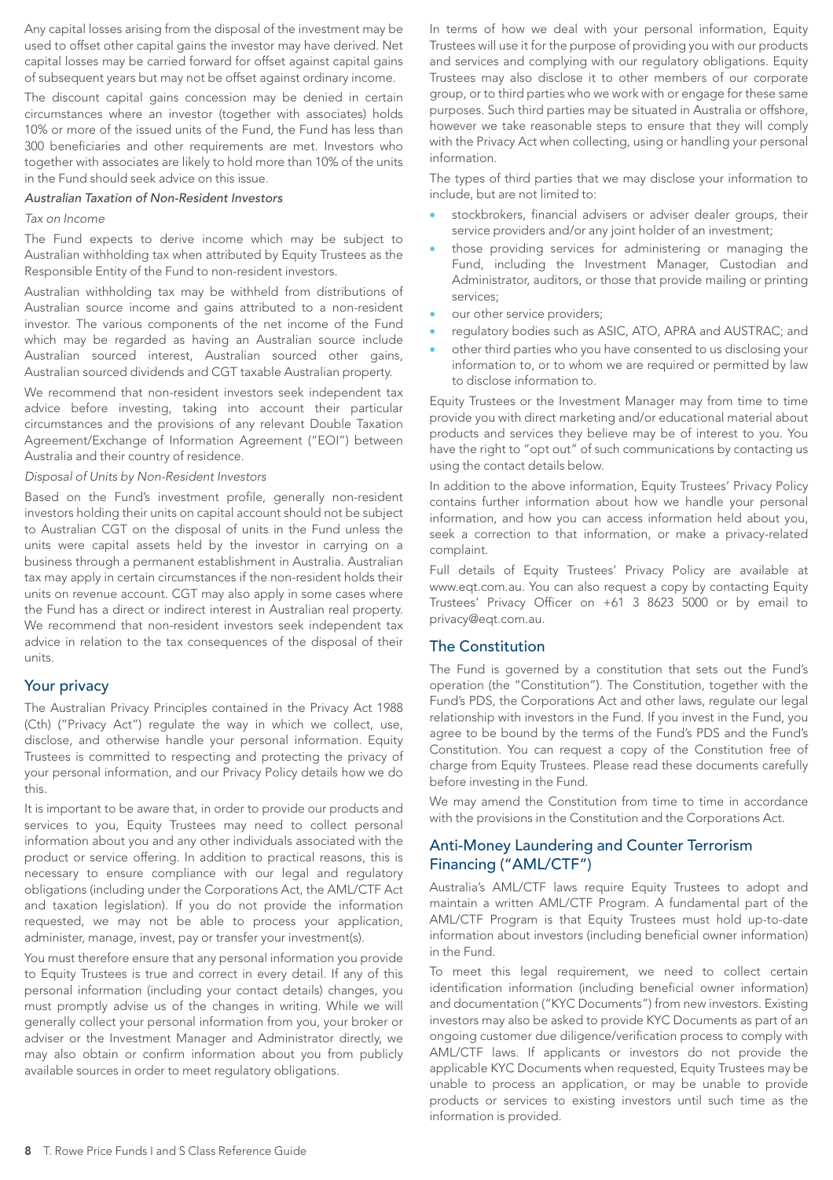Any capital losses arising from the disposal of the investment may be used to offset other capital gains the investor may have derived. Net capital losses may be carried forward for offset against capital gains of subsequent years but may not be offset against ordinary income.

The discount capital gains concession may be denied in certain circumstances where an investor (together with associates) holds 10% or more of the issued units of the Fund, the Fund has less than 300 beneficiaries and other requirements are met. Investors who together with associates are likely to hold more than 10% of the units in the Fund should seek advice on this issue.

*Australian Taxation of Non-Resident Investors*

*Tax on Income*

The Fund expects to derive income which may be subject to Australian withholding tax when attributed by Equity Trustees as the Responsible Entity of the Fund to non-resident investors.

Australian withholding tax may be withheld from distributions of Australian source income and gains attributed to a non-resident investor. The various components of the net income of the Fund which may be regarded as having an Australian source include Australian sourced interest, Australian sourced other gains, Australian sourced dividends and CGT taxable Australian property.

We recommend that non-resident investors seek independent tax advice before investing, taking into account their particular circumstances and the provisions of any relevant Double Taxation Agreement/Exchange of Information Agreement ("EOI") between Australia and their country of residence.

*Disposal of Units by Non-Resident Investors*

Based on the Fund's investment profile, generally non-resident investors holding their units on capital account should not be subject to Australian CGT on the disposal of units in the Fund unless the units were capital assets held by the investor in carrying on a business through a permanent establishment in Australia. Australian tax may apply in certain circumstances if the non-resident holds their units on revenue account. CGT may also apply in some cases where the Fund has a direct or indirect interest in Australian real property. We recommend that non-resident investors seek independent tax advice in relation to the tax consequences of the disposal of their units.

## Your privacy

The Australian Privacy Principles contained in the Privacy Act 1988 (Cth) ("Privacy Act") regulate the way in which we collect, use, disclose, and otherwise handle your personal information. Equity Trustees is committed to respecting and protecting the privacy of your personal information, and our Privacy Policy details how we do this.

It is important to be aware that, in order to provide our products and services to you, Equity Trustees may need to collect personal information about you and any other individuals associated with the product or service offering. In addition to practical reasons, this is necessary to ensure compliance with our legal and regulatory obligations (including under the Corporations Act, the AML/CTF Act and taxation legislation). If you do not provide the information requested, we may not be able to process your application, administer, manage, invest, pay or transfer your investment(s).

You must therefore ensure that any personal information you provide to Equity Trustees is true and correct in every detail. If any of this personal information (including your contact details) changes, you must promptly advise us of the changes in writing. While we will generally collect your personal information from you, your broker or adviser or the Investment Manager and Administrator directly, we may also obtain or confirm information about you from publicly available sources in order to meet regulatory obligations.

In terms of how we deal with your personal information, Equity Trustees will use it for the purpose of providing you with our products and services and complying with our regulatory obligations. Equity Trustees may also disclose it to other members of our corporate group, or to third parties who we work with or engage for these same purposes. Such third parties may be situated in Australia or offshore, however we take reasonable steps to ensure that they will comply with the Privacy Act when collecting, using or handling your personal information.

The types of third parties that we may disclose your information to include, but are not limited to:

- stockbrokers, financial advisers or adviser dealer groups, their service providers and/or any joint holder of an investment;
- those providing services for administering or managing the Fund, including the Investment Manager, Custodian and Administrator, auditors, or those that provide mailing or printing services;
- our other service providers;
- regulatory bodies such as ASIC, ATO, APRA and AUSTRAC; and
- other third parties who you have consented to us disclosing your information to, or to whom we are required or permitted by law to disclose information to.

Equity Trustees or the Investment Manager may from time to time provide you with direct marketing and/or educational material about products and services they believe may be of interest to you. You have the right to "opt out" of such communications by contacting us using the contact details below.

In addition to the above information, Equity Trustees' Privacy Policy contains further information about how we handle your personal information, and how you can access information held about you, seek a correction to that information, or make a privacy-related complaint.

Full details of Equity Trustees' Privacy Policy are available at www.eqt.com.au. You can also request a copy by contacting Equity Trustees' Privacy Officer on +61 3 8623 5000 or by email to privacy@eqt.com.au.

## The Constitution

The Fund is governed by a constitution that sets out the Fund's operation (the "Constitution"). The Constitution, together with the Fund's PDS, the Corporations Act and other laws, regulate our legal relationship with investors in the Fund. If you invest in the Fund, you agree to be bound by the terms of the Fund's PDS and the Fund's Constitution. You can request a copy of the Constitution free of charge from Equity Trustees. Please read these documents carefully before investing in the Fund.

We may amend the Constitution from time to time in accordance with the provisions in the Constitution and the Corporations Act.

## Anti-Money Laundering and Counter Terrorism Financing ("AML/CTF")

Australia's AML/CTF laws require Equity Trustees to adopt and maintain a written AML/CTF Program. A fundamental part of the AML/CTF Program is that Equity Trustees must hold up-to-date information about investors (including beneficial owner information) in the Fund.

To meet this legal requirement, we need to collect certain identification information (including beneficial owner information) and documentation ("KYC Documents") from new investors. Existing investors may also be asked to provide KYC Documents as part of an ongoing customer due diligence/verification process to comply with AML/CTF laws. If applicants or investors do not provide the applicable KYC Documents when requested, Equity Trustees may be unable to process an application, or may be unable to provide products or services to existing investors until such time as the information is provided.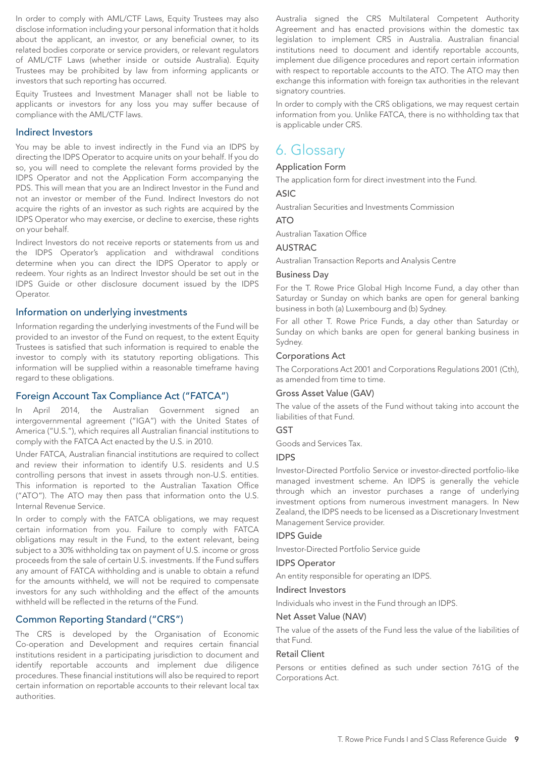In order to comply with AML/CTF Laws, Equity Trustees may also disclose information including your personal information that it holds about the applicant, an investor, or any beneficial owner, to its related bodies corporate or service providers, or relevant regulators of AML/CTF Laws (whether inside or outside Australia). Equity Trustees may be prohibited by law from informing applicants or investors that such reporting has occurred.

Equity Trustees and Investment Manager shall not be liable to applicants or investors for any loss you may suffer because of compliance with the AML/CTF laws.

### Indirect Investors

You may be able to invest indirectly in the Fund via an IDPS by directing the IDPS Operator to acquire units on your behalf. If you do so, you will need to complete the relevant forms provided by the IDPS Operator and not the Application Form accompanying the PDS. This will mean that you are an Indirect Investor in the Fund and not an investor or member of the Fund. Indirect Investors do not acquire the rights of an investor as such rights are acquired by the IDPS Operator who may exercise, or decline to exercise, these rights on your behalf.

Indirect Investors do not receive reports or statements from us and the IDPS Operator's application and withdrawal conditions determine when you can direct the IDPS Operator to apply or redeem. Your rights as an Indirect Investor should be set out in the IDPS Guide or other disclosure document issued by the IDPS Operator.

### Information on underlying investments

Information regarding the underlying investments of the Fund will be provided to an investor of the Fund on request, to the extent Equity Trustees is satisfied that such information is required to enable the investor to comply with its statutory reporting obligations. This information will be supplied within a reasonable timeframe having regard to these obligations.

### Foreign Account Tax Compliance Act ("FATCA")

In April 2014, the Australian Government signed an intergovernmental agreement ("IGA") with the United States of America ("U.S."), which requires all Australian financial institutions to comply with the FATCA Act enacted by the U.S. in 2010.

Under FATCA, Australian financial institutions are required to collect and review their information to identify U.S. residents and U.S controlling persons that invest in assets through non-U.S. entities. This information is reported to the Australian Taxation Office ("ATO"). The ATO may then pass that information onto the U.S. Internal Revenue Service.

In order to comply with the FATCA obligations, we may request certain information from you. Failure to comply with FATCA obligations may result in the Fund, to the extent relevant, being subject to a 30% withholding tax on payment of U.S. income or gross proceeds from the sale of certain U.S. investments. If the Fund suffers any amount of FATCA withholding and is unable to obtain a refund for the amounts withheld, we will not be required to compensate investors for any such withholding and the effect of the amounts withheld will be reflected in the returns of the Fund.

### Common Reporting Standard ("CRS")

The CRS is developed by the Organisation of Economic Co-operation and Development and requires certain financial institutions resident in a participating jurisdiction to document and identify reportable accounts and implement due diligence procedures. These financial institutions will also be required to report certain information on reportable accounts to their relevant local tax authorities.

Australia signed the CRS Multilateral Competent Authority Agreement and has enacted provisions within the domestic tax legislation to implement CRS in Australia. Australian financial institutions need to document and identify reportable accounts, implement due diligence procedures and report certain information with respect to reportable accounts to the ATO. The ATO may then exchange this information with foreign tax authorities in the relevant signatory countries.

In order to comply with the CRS obligations, we may request certain information from you. Unlike FATCA, there is no withholding tax that is applicable under CRS.

## 6. Glossary

#### Application Form

The application form for direct investment into the Fund.

#### ASIC

Australian Securities and Investments Commission

#### ATO

Australian Taxation Office

#### AUSTRAC

Australian Transaction Reports and Analysis Centre

#### Business Day

For the T. Rowe Price Global High Income Fund, a day other than Saturday or Sunday on which banks are open for general banking business in both (a) Luxembourg and (b) Sydney.

For all other T. Rowe Price Funds, a day other than Saturday or Sunday on which banks are open for general banking business in Sydney.

#### Corporations Act

The Corporations Act 2001 and Corporations Regulations 2001 (Cth), as amended from time to time.

#### Gross Asset Value (GAV)

The value of the assets of the Fund without taking into account the liabilities of that Fund.

#### GST

Goods and Services Tax.

#### IDPS

Investor-Directed Portfolio Service or investor-directed portfolio-like managed investment scheme. An IDPS is generally the vehicle through which an investor purchases a range of underlying investment options from numerous investment managers. In New Zealand, the IDPS needs to be licensed as a Discretionary Investment Management Service provider.

#### IDPS Guide

Investor-Directed Portfolio Service guide

#### IDPS Operator

An entity responsible for operating an IDPS.

#### Indirect Investors

Individuals who invest in the Fund through an IDPS.

#### Net Asset Value (NAV)

The value of the assets of the Fund less the value of the liabilities of that Fund.

#### Retail Client

Persons or entities defined as such under section 761G of the Corporations Act.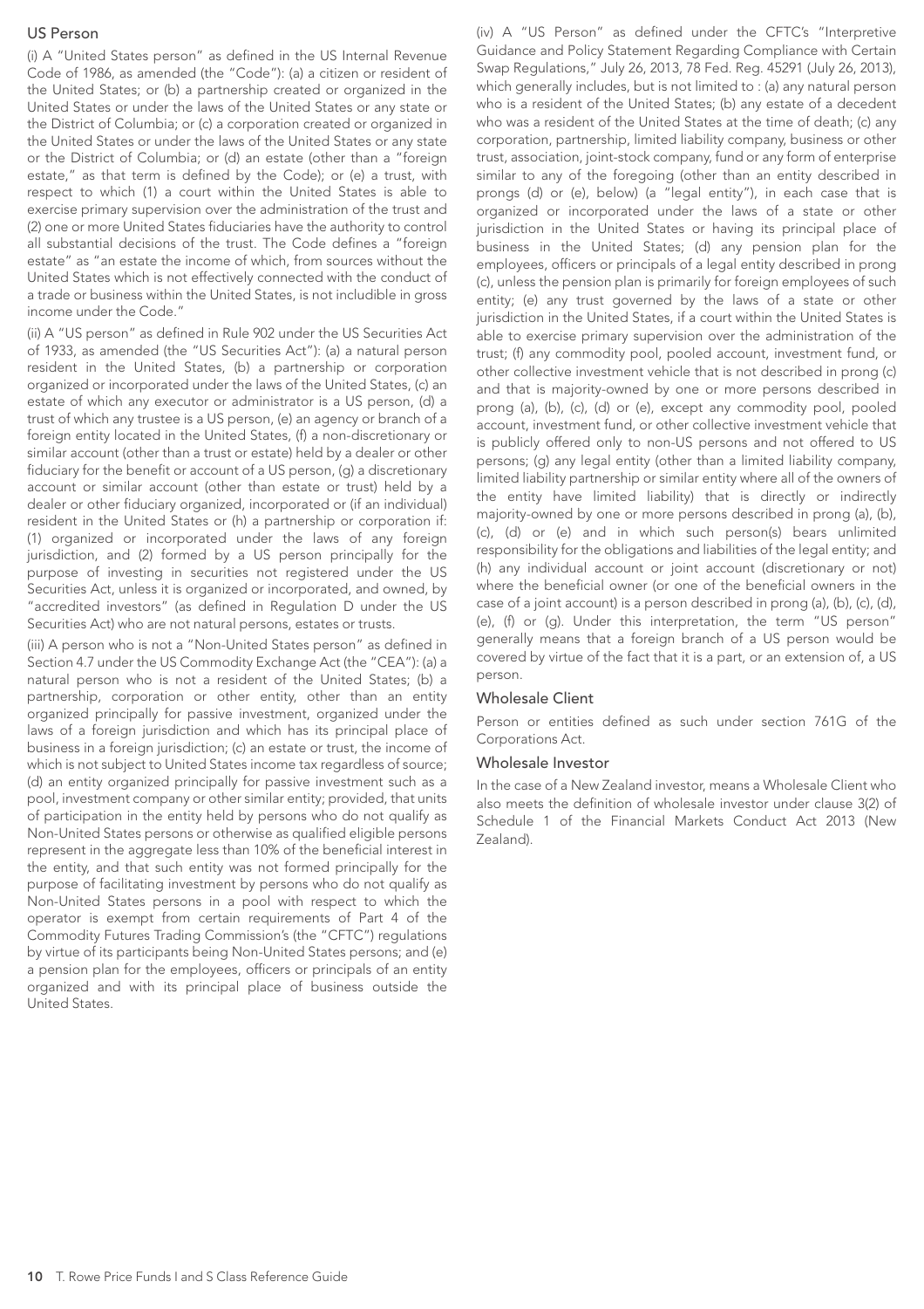## US Person

(i) A "United States person" as defined in the US Internal Revenue Code of 1986, as amended (the "Code"): (a) a citizen or resident of the United States; or (b) a partnership created or organized in the United States or under the laws of the United States or any state or the District of Columbia; or (c) a corporation created or organized in the United States or under the laws of the United States or any state or the District of Columbia; or (d) an estate (other than a "foreign estate," as that term is defined by the Code); or (e) a trust, with respect to which (1) a court within the United States is able to exercise primary supervision over the administration of the trust and (2) one or more United States fiduciaries have the authority to control all substantial decisions of the trust. The Code defines a "foreign estate" as "an estate the income of which, from sources without the United States which is not effectively connected with the conduct of a trade or business within the United States, is not includible in gross income under the Code."

(ii) A "US person" as defined in Rule 902 under the US Securities Act of 1933, as amended (the "US Securities Act"): (a) a natural person resident in the United States, (b) a partnership or corporation organized or incorporated under the laws of the United States, (c) an estate of which any executor or administrator is a US person, (d) a trust of which any trustee is a US person, (e) an agency or branch of a foreign entity located in the United States, (f) a non-discretionary or similar account (other than a trust or estate) held by a dealer or other fiduciary for the benefit or account of a US person, (g) a discretionary account or similar account (other than estate or trust) held by a dealer or other fiduciary organized, incorporated or (if an individual) resident in the United States or (h) a partnership or corporation if: (1) organized or incorporated under the laws of any foreign jurisdiction, and (2) formed by a US person principally for the purpose of investing in securities not registered under the US Securities Act, unless it is organized or incorporated, and owned, by "accredited investors" (as defined in Regulation D under the US Securities Act) who are not natural persons, estates or trusts.

(iii) A person who is not a "Non-United States person" as defined in Section 4.7 under the US Commodity Exchange Act (the "CEA"): (a) a natural person who is not a resident of the United States; (b) a partnership, corporation or other entity, other than an entity organized principally for passive investment, organized under the laws of a foreign jurisdiction and which has its principal place of business in a foreign jurisdiction; (c) an estate or trust, the income of which is not subject to United States income tax regardless of source; (d) an entity organized principally for passive investment such as a pool, investment company or other similar entity; provided, that units of participation in the entity held by persons who do not qualify as Non-United States persons or otherwise as qualified eligible persons represent in the aggregate less than 10% of the beneficial interest in the entity, and that such entity was not formed principally for the purpose of facilitating investment by persons who do not qualify as Non-United States persons in a pool with respect to which the operator is exempt from certain requirements of Part 4 of the Commodity Futures Trading Commission's (the "CFTC") regulations by virtue of its participants being Non-United States persons; and (e) a pension plan for the employees, officers or principals of an entity organized and with its principal place of business outside the United States.

(iv) A "US Person" as defined under the CFTC's "Interpretive Guidance and Policy Statement Regarding Compliance with Certain Swap Regulations," July 26, 2013, 78 Fed. Reg. 45291 (July 26, 2013), which generally includes, but is not limited to : (a) any natural person who is a resident of the United States; (b) any estate of a decedent who was a resident of the United States at the time of death; (c) any corporation, partnership, limited liability company, business or other trust, association, joint-stock company, fund or any form of enterprise similar to any of the foregoing (other than an entity described in prongs (d) or (e), below) (a "legal entity"), in each case that is organized or incorporated under the laws of a state or other jurisdiction in the United States or having its principal place of business in the United States; (d) any pension plan for the employees, officers or principals of a legal entity described in prong (c), unless the pension plan is primarily for foreign employees of such entity; (e) any trust governed by the laws of a state or other jurisdiction in the United States, if a court within the United States is able to exercise primary supervision over the administration of the trust; (f) any commodity pool, pooled account, investment fund, or other collective investment vehicle that is not described in prong (c) and that is majority-owned by one or more persons described in prong (a), (b), (c), (d) or (e), except any commodity pool, pooled account, investment fund, or other collective investment vehicle that is publicly offered only to non-US persons and not offered to US persons; (g) any legal entity (other than a limited liability company, limited liability partnership or similar entity where all of the owners of the entity have limited liability) that is directly or indirectly majority-owned by one or more persons described in prong (a), (b), (c), (d) or (e) and in which such person(s) bears unlimited responsibility for the obligations and liabilities of the legal entity; and (h) any individual account or joint account (discretionary or not) where the beneficial owner (or one of the beneficial owners in the case of a joint account) is a person described in prong (a), (b), (c), (d), (e), (f) or (g). Under this interpretation, the term "US person" generally means that a foreign branch of a US person would be covered by virtue of the fact that it is a part, or an extension of, a US person.

## Wholesale Client

Person or entities defined as such under section 761G of the Corporations Act.

## Wholesale Investor

In the case of a New Zealand investor, means a Wholesale Client who also meets the definition of wholesale investor under clause 3(2) of Schedule 1 of the Financial Markets Conduct Act 2013 (New Zealand).